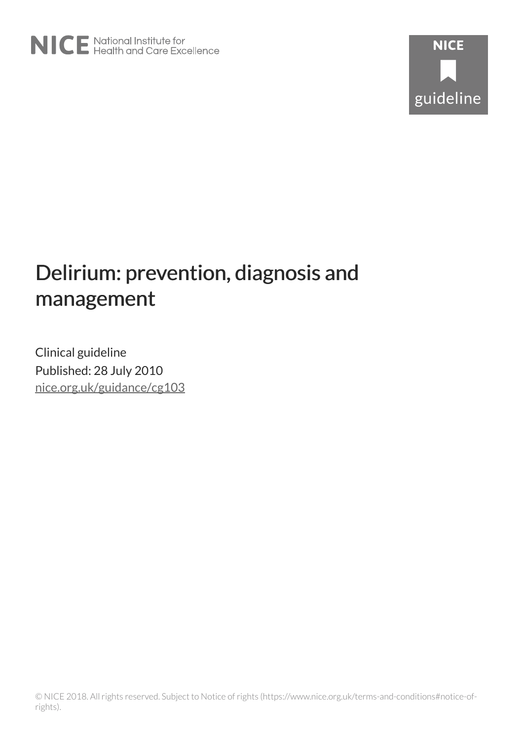NICE National Institute for Health and Care Excellence

NICE guideline

# Delirium: prevention, diagnosis and management

Clinical guideline

Published: 28 July 2010

nice.org.uk/guidance/cg103

© NICE 2018. All rights reserved. Subject to Notice of rights (https://www.nice.org.uk/terms-and-conditions#notice-of-rights).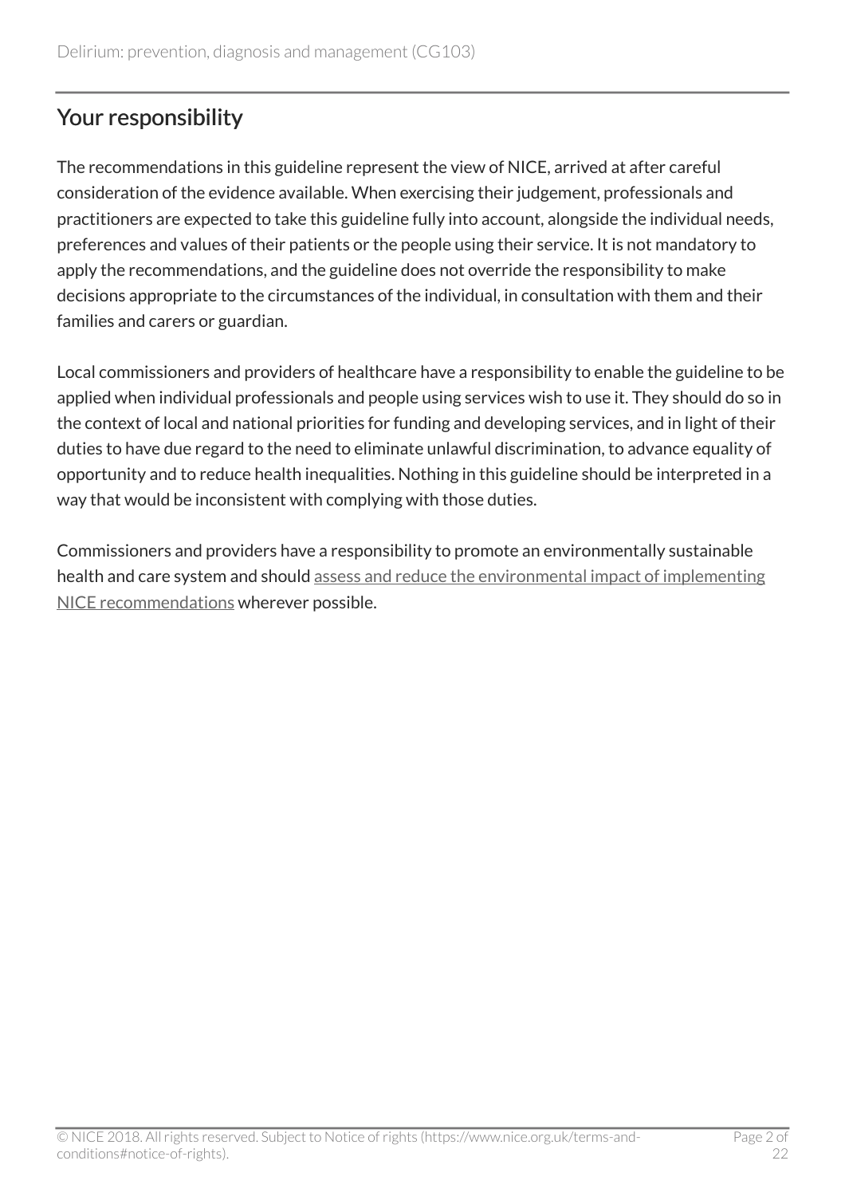## Your responsibility

The recommendations in this guideline represent the view of NICE, arrived at after careful consideration of the evidence available. When exercising their judgement, professionals and practitioners are expected to take this guideline fully into account, alongside the individual needs, preferences and values of their patients or the people using their service. It is not mandatory to apply the recommendations, and the guideline does not override the responsibility to make decisions appropriate to the circumstances of the individual, in consultation with them and their families and carers or guardian.

Local commissioners and providers of healthcare have a responsibility to enable the guideline to be applied when individual professionals and people using services wish to use it. They should do so in the context of local and national priorities for funding and developing services, and in light of their duties to have due regard to the need to eliminate unlawful discrimination, to advance equality of opportunity and to reduce health inequalities. Nothing in this guideline should be interpreted in a way that would be inconsistent with complying with those duties.

Commissioners and providers have a responsibility to promote an environmentally sustainable health and care system and should assess and reduce the environmental impact of implementing NICE recommendations wherever possible.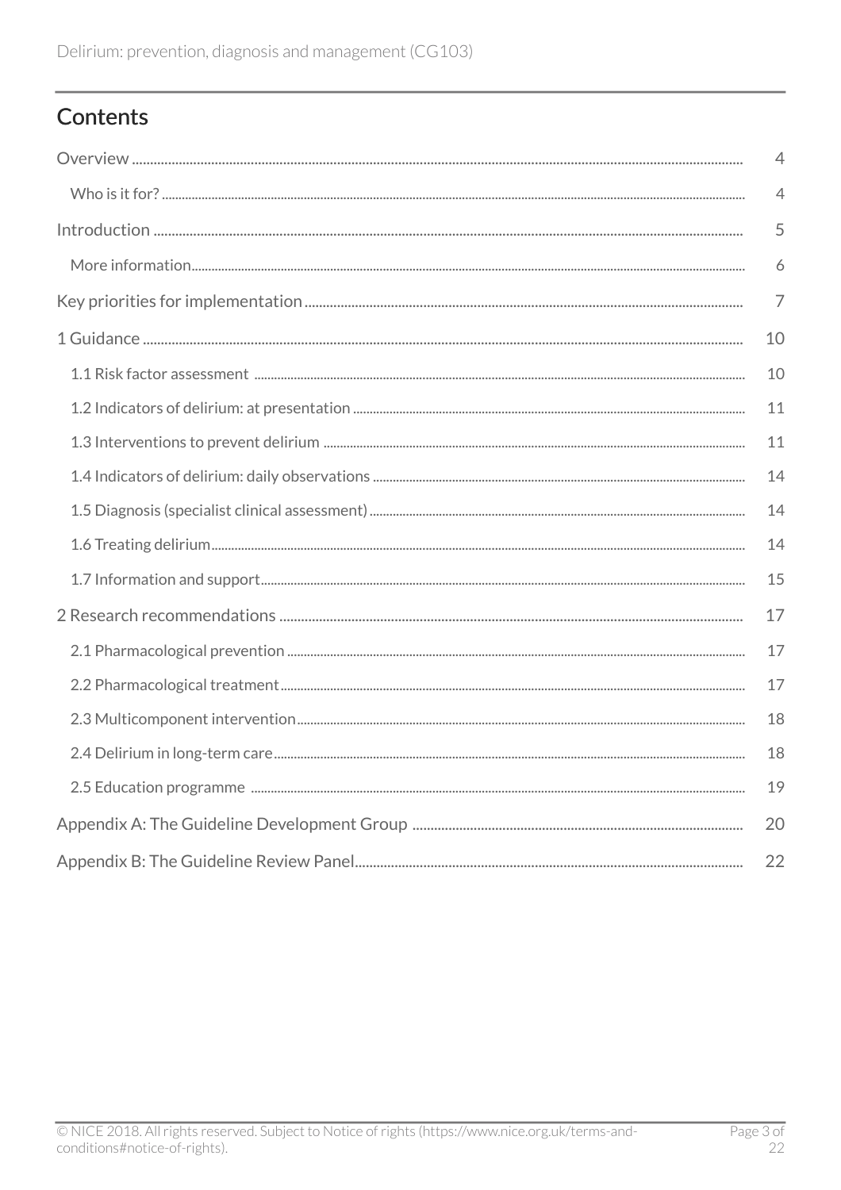## Contents

- Overview ... 4
  - Who is it for? ... 4
- Introduction ... 5
  - More information ... 6
- Key priorities for implementation ... 7
- 1 Guidance ... 10
  - 1.1 Risk factor assessment ... 10
  - 1.2 Indicators of delirium: at presentation ... 11
  - 1.3 Interventions to prevent delirium ... 11
  - 1.4 Indicators of delirium: daily observations ... 14
  - 1.5 Diagnosis (specialist clinical assessment) ... 14
  - 1.6 Treating delirium ... 14
  - 1.7 Information and support ... 15
- 2 Research recommendations ... 17
  - 2.1 Pharmacological prevention ... 17
  - 2.2 Pharmacological treatment ... 17
  - 2.3 Multicomponent intervention ... 18
  - 2.4 Delirium in long-term care ... 18
  - 2.5 Education programme ... 19
- Appendix A: The Guideline Development Group ... 20
- Appendix B: The Guideline Review Panel ... 22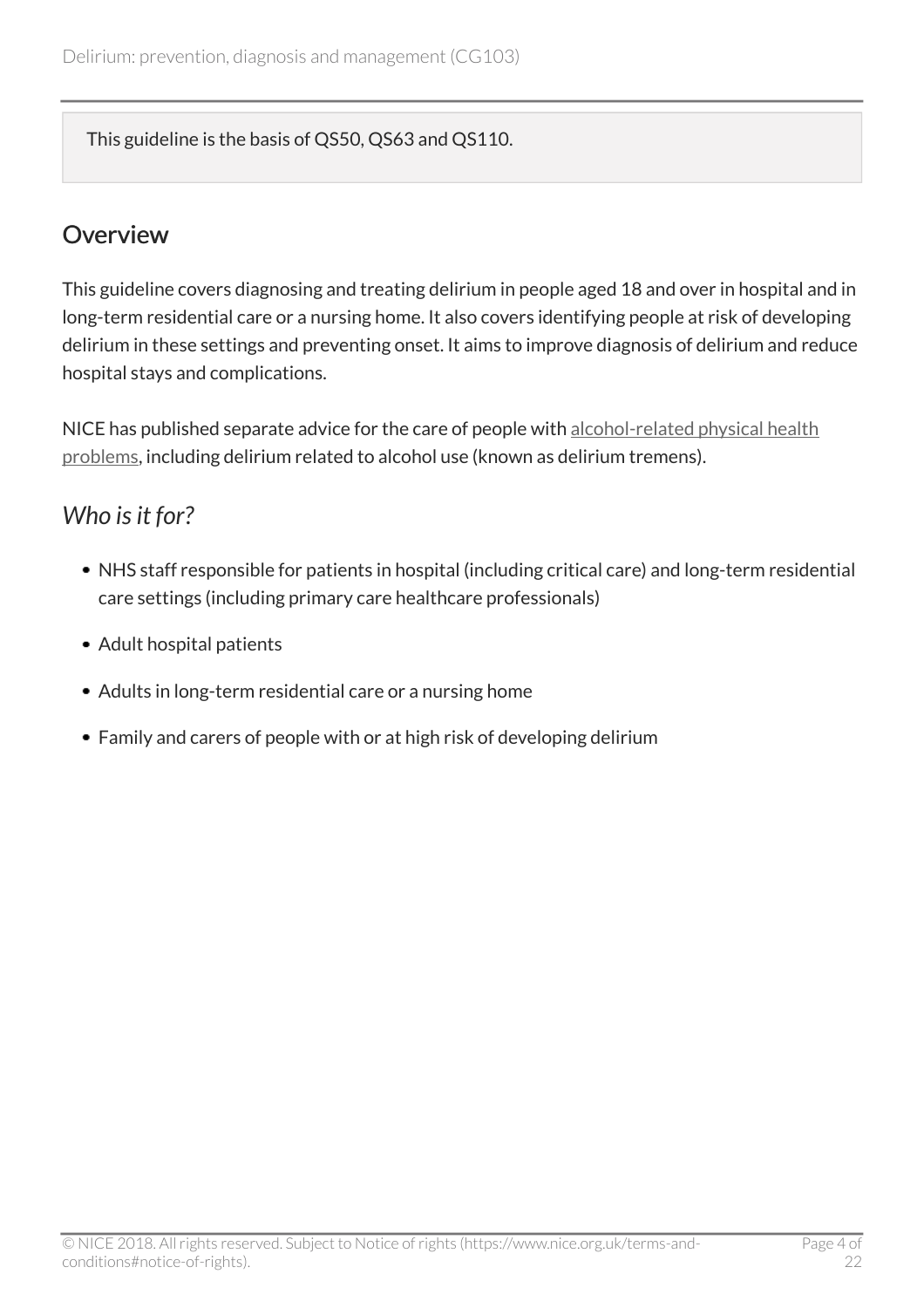This guideline is the basis of QS50, QS63 and QS110.

## Overview

This guideline covers diagnosing and treating delirium in people aged 18 and over in hospital and in long-term residential care or a nursing home. It also covers identifying people at risk of developing delirium in these settings and preventing onset. It aims to improve diagnosis of delirium and reduce hospital stays and complications.

NICE has published separate advice for the care of people with alcohol-related physical health problems, including delirium related to alcohol use (known as delirium tremens).

### *Who is it for?*

- NHS staff responsible for patients in hospital (including critical care) and long-term residential care settings (including primary care healthcare professionals)
- Adult hospital patients
- Adults in long-term residential care or a nursing home
- Family and carers of people with or at high risk of developing delirium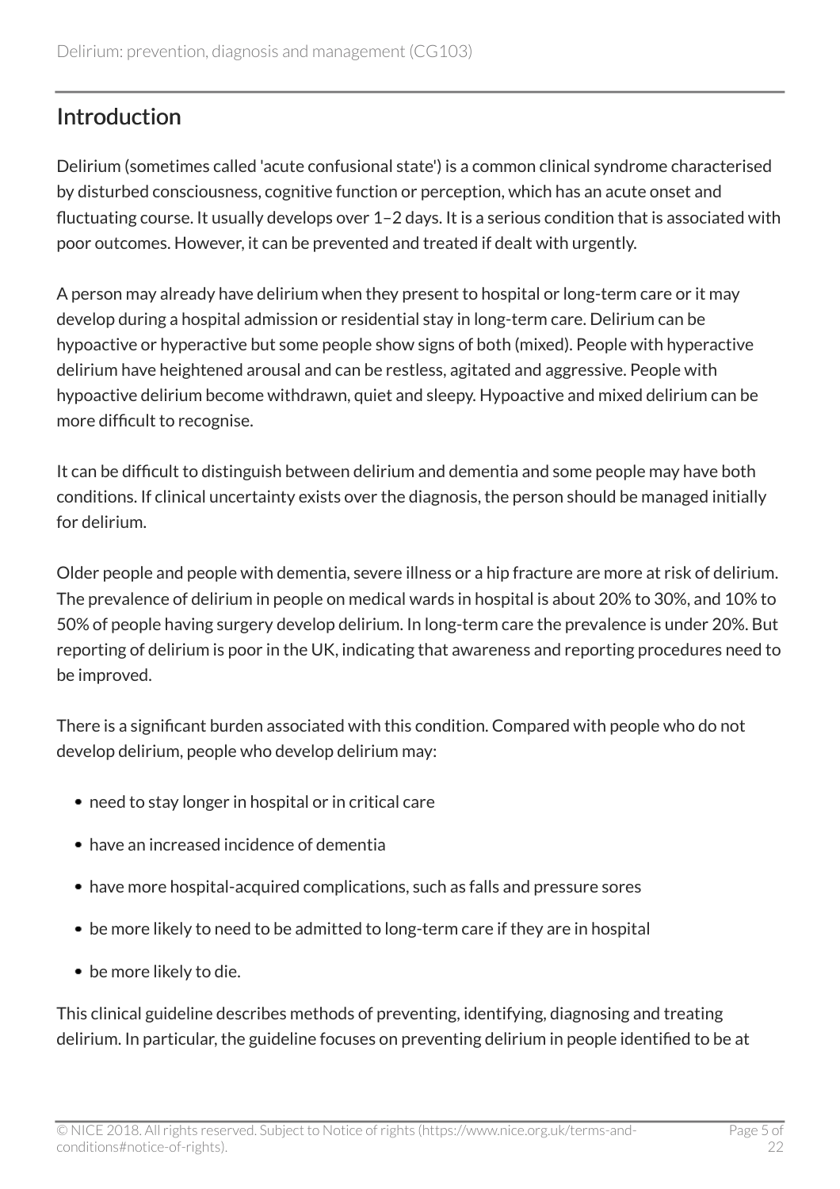## Introduction

Delirium (sometimes called 'acute confusional state') is a common clinical syndrome characterised by disturbed consciousness, cognitive function or perception, which has an acute onset and fluctuating course. It usually develops over 1–2 days. It is a serious condition that is associated with poor outcomes. However, it can be prevented and treated if dealt with urgently.

A person may already have delirium when they present to hospital or long-term care or it may develop during a hospital admission or residential stay in long-term care. Delirium can be hypoactive or hyperactive but some people show signs of both (mixed). People with hyperactive delirium have heightened arousal and can be restless, agitated and aggressive. People with hypoactive delirium become withdrawn, quiet and sleepy. Hypoactive and mixed delirium can be more difficult to recognise.

It can be difficult to distinguish between delirium and dementia and some people may have both conditions. If clinical uncertainty exists over the diagnosis, the person should be managed initially for delirium.

Older people and people with dementia, severe illness or a hip fracture are more at risk of delirium. The prevalence of delirium in people on medical wards in hospital is about 20% to 30%, and 10% to 50% of people having surgery develop delirium. In long-term care the prevalence is under 20%. But reporting of delirium is poor in the UK, indicating that awareness and reporting procedures need to be improved.

There is a significant burden associated with this condition. Compared with people who do not develop delirium, people who develop delirium may:

- need to stay longer in hospital or in critical care
- have an increased incidence of dementia
- have more hospital-acquired complications, such as falls and pressure sores
- be more likely to need to be admitted to long-term care if they are in hospital
- be more likely to die.

This clinical guideline describes methods of preventing, identifying, diagnosing and treating delirium. In particular, the guideline focuses on preventing delirium in people identified to be at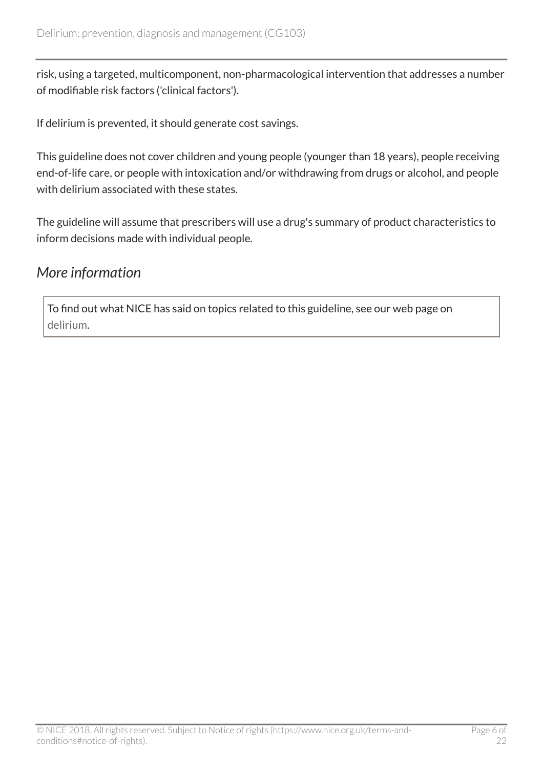risk, using a targeted, multicomponent, non-pharmacological intervention that addresses a number of modifiable risk factors ('clinical factors').

If delirium is prevented, it should generate cost savings.

This guideline does not cover children and young people (younger than 18 years), people receiving end-of-life care, or people with intoxication and/or withdrawing from drugs or alcohol, and people with delirium associated with these states.

The guideline will assume that prescribers will use a drug's summary of product characteristics to inform decisions made with individual people.

## *More information*

To find out what NICE has said on topics related to this guideline, see our web page on delirium.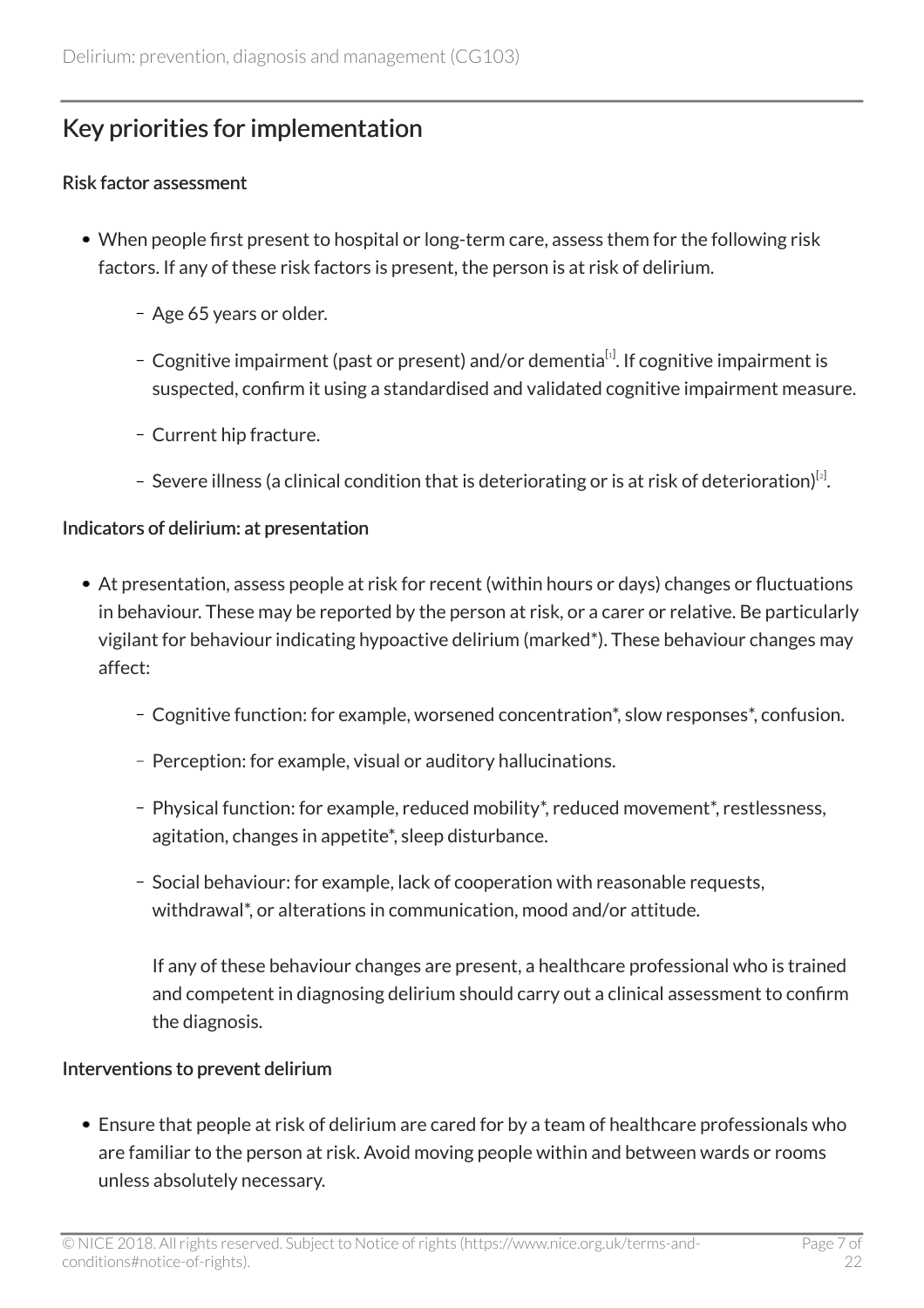## Key priorities for implementation

### Risk factor assessment

- When people first present to hospital or long-term care, assess them for the following risk factors. If any of these risk factors is present, the person is at risk of delirium.
  - Age 65 years or older.
  - Cognitive impairment (past or present) and/or dementia[1]. If cognitive impairment is suspected, confirm it using a standardised and validated cognitive impairment measure.
  - Current hip fracture.
  - Severe illness (a clinical condition that is deteriorating or is at risk of deterioration)[2].

### Indicators of delirium: at presentation

- At presentation, assess people at risk for recent (within hours or days) changes or fluctuations in behaviour. These may be reported by the person at risk, or a carer or relative. Be particularly vigilant for behaviour indicating hypoactive delirium (marked*). These behaviour changes may affect:
  - Cognitive function: for example, worsened concentration*, slow responses*, confusion.
  - Perception: for example, visual or auditory hallucinations.
  - Physical function: for example, reduced mobility*, reduced movement*, restlessness, agitation, changes in appetite*, sleep disturbance.
  - Social behaviour: for example, lack of cooperation with reasonable requests, withdrawal*, or alterations in communication, mood and/or attitude.

    If any of these behaviour changes are present, a healthcare professional who is trained and competent in diagnosing delirium should carry out a clinical assessment to confirm the diagnosis.

### Interventions to prevent delirium

- Ensure that people at risk of delirium are cared for by a team of healthcare professionals who are familiar to the person at risk. Avoid moving people within and between wards or rooms unless absolutely necessary.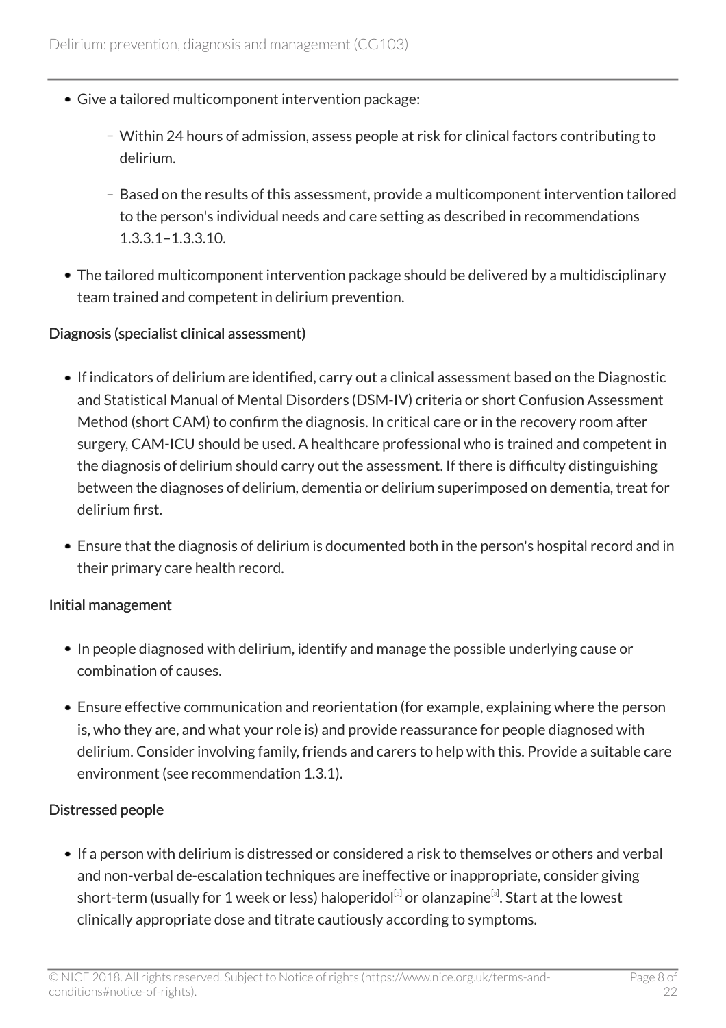- Give a tailored multicomponent intervention package:
  - Within 24 hours of admission, assess people at risk for clinical factors contributing to delirium.
  - Based on the results of this assessment, provide a multicomponent intervention tailored to the person's individual needs and care setting as described in recommendations 1.3.3.1–1.3.3.10.
- The tailored multicomponent intervention package should be delivered by a multidisciplinary team trained and competent in delirium prevention.

Diagnosis (specialist clinical assessment)

- If indicators of delirium are identified, carry out a clinical assessment based on the Diagnostic and Statistical Manual of Mental Disorders (DSM-IV) criteria or short Confusion Assessment Method (short CAM) to confirm the diagnosis. In critical care or in the recovery room after surgery, CAM-ICU should be used. A healthcare professional who is trained and competent in the diagnosis of delirium should carry out the assessment. If there is difficulty distinguishing between the diagnoses of delirium, dementia or delirium superimposed on dementia, treat for delirium first.
- Ensure that the diagnosis of delirium is documented both in the person's hospital record and in their primary care health record.

Initial management

- In people diagnosed with delirium, identify and manage the possible underlying cause or combination of causes.
- Ensure effective communication and reorientation (for example, explaining where the person is, who they are, and what your role is) and provide reassurance for people diagnosed with delirium. Consider involving family, friends and carers to help with this. Provide a suitable care environment (see recommendation 1.3.1).

Distressed people

- If a person with delirium is distressed or considered a risk to themselves or others and verbal and non-verbal de-escalation techniques are ineffective or inappropriate, consider giving short-term (usually for 1 week or less) haloperidol[3] or olanzapine[3]. Start at the lowest clinically appropriate dose and titrate cautiously according to symptoms.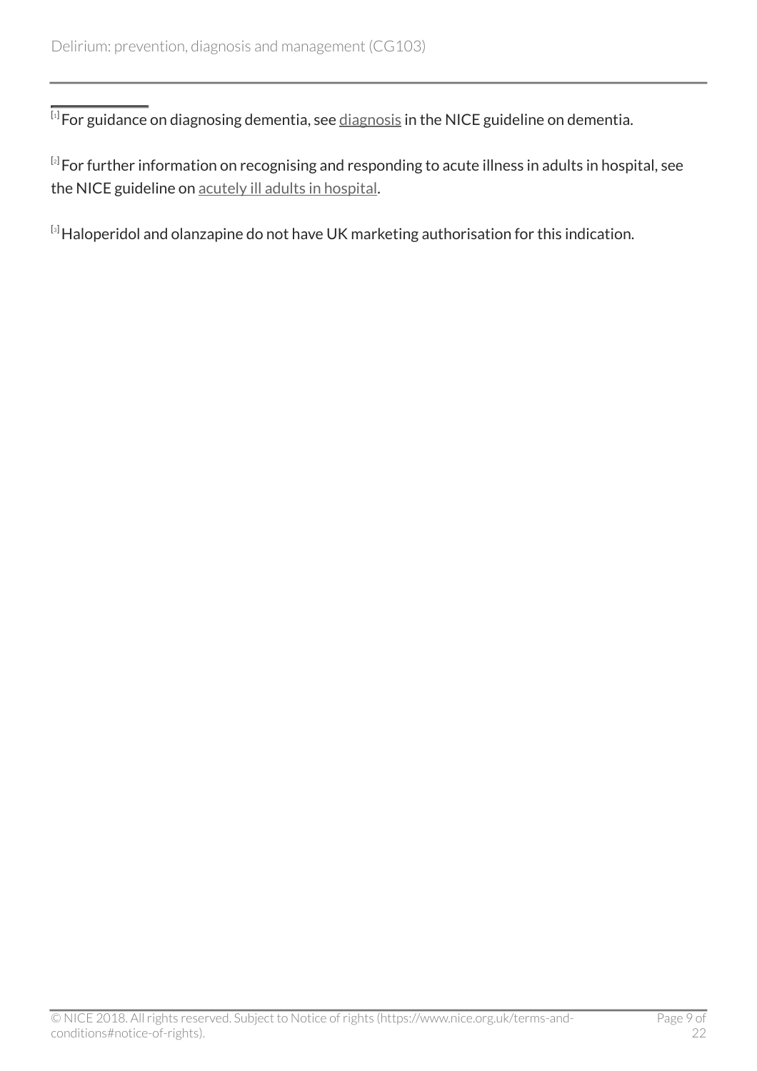[1] For guidance on diagnosing dementia, see diagnosis in the NICE guideline on dementia.

[2] For further information on recognising and responding to acute illness in adults in hospital, see the NICE guideline on acutely ill adults in hospital.

[3] Haloperidol and olanzapine do not have UK marketing authorisation for this indication.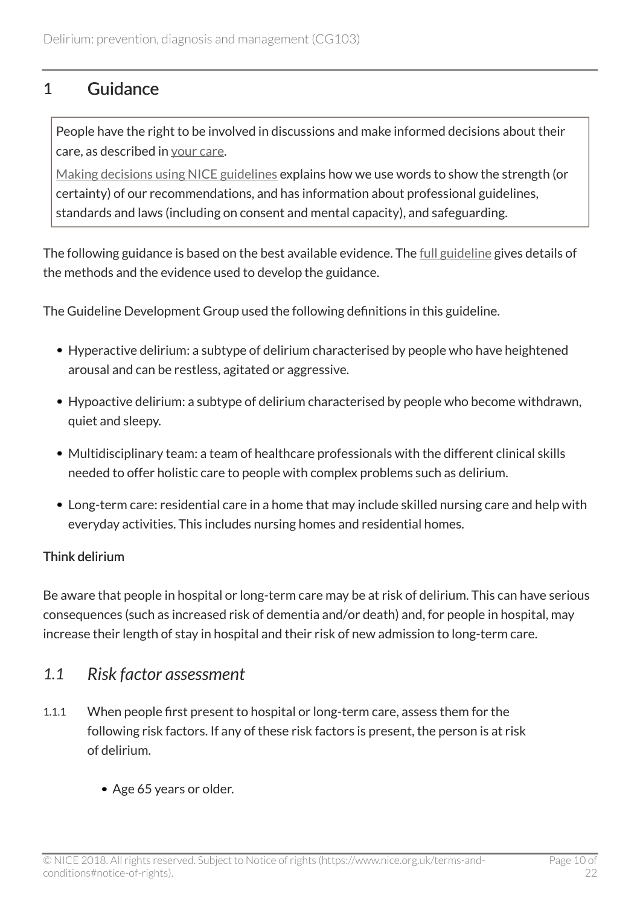## 1 Guidance

People have the right to be involved in discussions and make informed decisions about their care, as described in your care.

Making decisions using NICE guidelines explains how we use words to show the strength (or certainty) of our recommendations, and has information about professional guidelines, standards and laws (including on consent and mental capacity), and safeguarding.

The following guidance is based on the best available evidence. The full guideline gives details of the methods and the evidence used to develop the guidance.

The Guideline Development Group used the following definitions in this guideline.

- Hyperactive delirium: a subtype of delirium characterised by people who have heightened arousal and can be restless, agitated or aggressive.
- Hypoactive delirium: a subtype of delirium characterised by people who become withdrawn, quiet and sleepy.
- Multidisciplinary team: a team of healthcare professionals with the different clinical skills needed to offer holistic care to people with complex problems such as delirium.
- Long-term care: residential care in a home that may include skilled nursing care and help with everyday activities. This includes nursing homes and residential homes.

**Think delirium**

Be aware that people in hospital or long-term care may be at risk of delirium. This can have serious consequences (such as increased risk of dementia and/or death) and, for people in hospital, may increase their length of stay in hospital and their risk of new admission to long-term care.

### *1.1 Risk factor assessment*

1.1.1 When people first present to hospital or long-term care, assess them for the following risk factors. If any of these risk factors is present, the person is at risk of delirium.

- Age 65 years or older.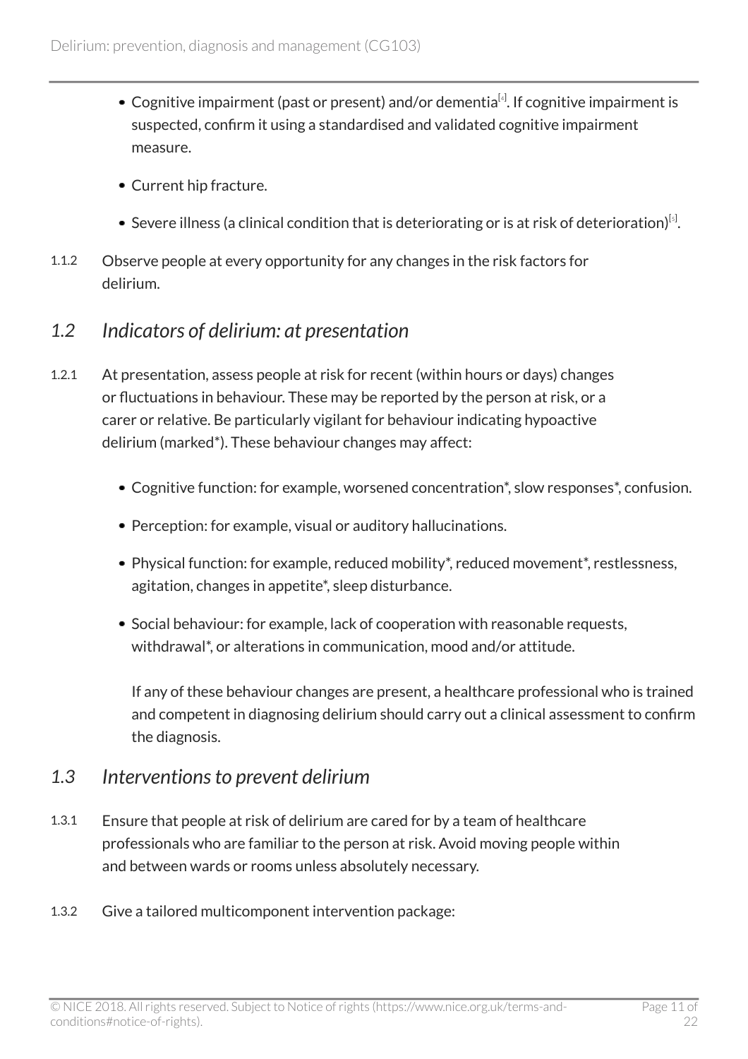- Cognitive impairment (past or present) and/or dementia[4]. If cognitive impairment is suspected, confirm it using a standardised and validated cognitive impairment measure.
- Current hip fracture.
- Severe illness (a clinical condition that is deteriorating or is at risk of deterioration)[5].

1.1.2 Observe people at every opportunity for any changes in the risk factors for delirium.

## *1.2 Indicators of delirium: at presentation*

1.2.1 At presentation, assess people at risk for recent (within hours or days) changes or fluctuations in behaviour. These may be reported by the person at risk, or a carer or relative. Be particularly vigilant for behaviour indicating hypoactive delirium (marked*). These behaviour changes may affect:

- Cognitive function: for example, worsened concentration*, slow responses*, confusion.
- Perception: for example, visual or auditory hallucinations.
- Physical function: for example, reduced mobility*, reduced movement*, restlessness, agitation, changes in appetite*, sleep disturbance.
- Social behaviour: for example, lack of cooperation with reasonable requests, withdrawal*, or alterations in communication, mood and/or attitude.

  If any of these behaviour changes are present, a healthcare professional who is trained and competent in diagnosing delirium should carry out a clinical assessment to confirm the diagnosis.

## *1.3 Interventions to prevent delirium*

1.3.1 Ensure that people at risk of delirium are cared for by a team of healthcare professionals who are familiar to the person at risk. Avoid moving people within and between wards or rooms unless absolutely necessary.

1.3.2 Give a tailored multicomponent intervention package: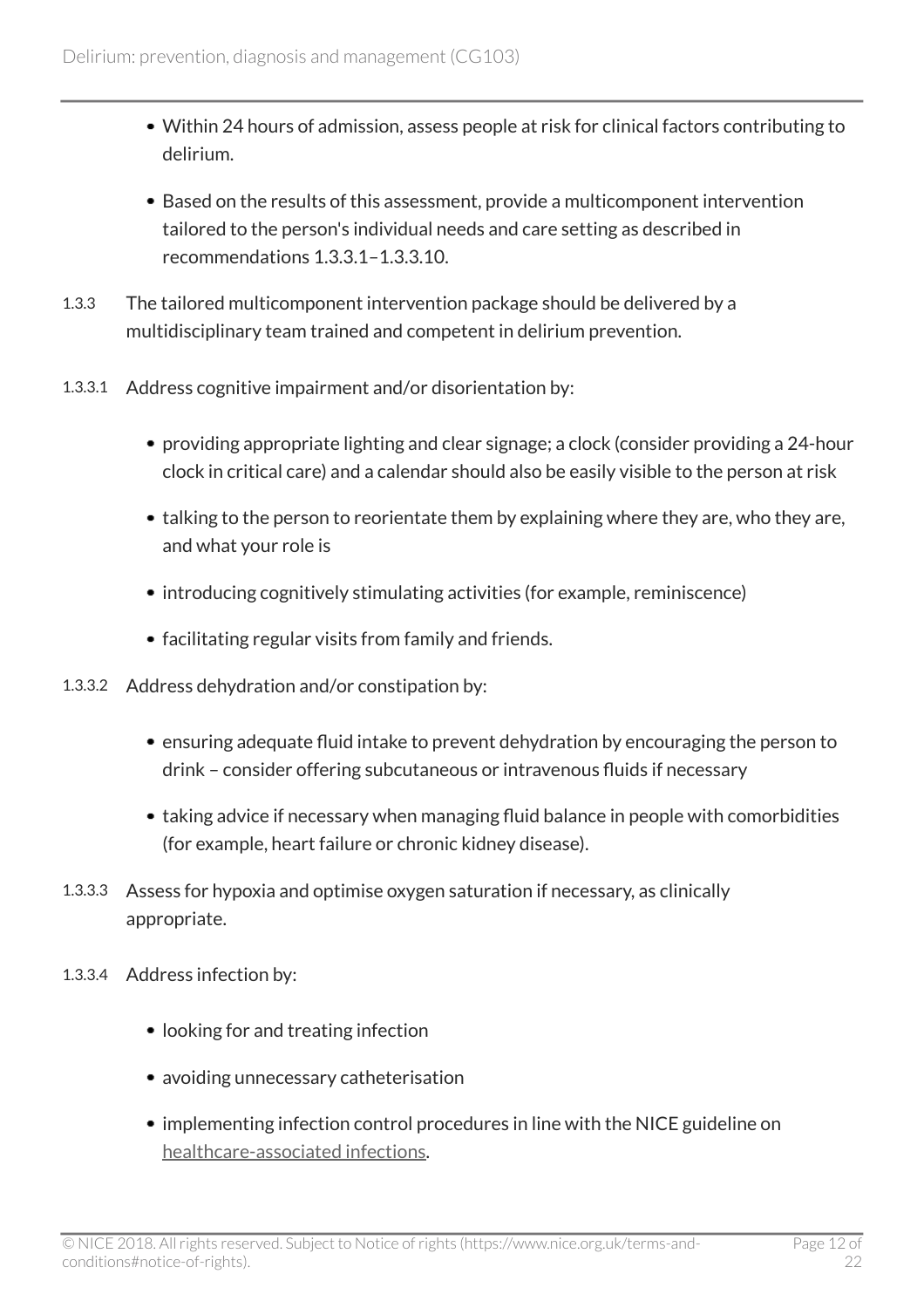- Within 24 hours of admission, assess people at risk for clinical factors contributing to delirium.
- Based on the results of this assessment, provide a multicomponent intervention tailored to the person's individual needs and care setting as described in recommendations 1.3.3.1–1.3.3.10.

1.3.3 The tailored multicomponent intervention package should be delivered by a multidisciplinary team trained and competent in delirium prevention.

1.3.3.1 Address cognitive impairment and/or disorientation by:

- providing appropriate lighting and clear signage; a clock (consider providing a 24-hour clock in critical care) and a calendar should also be easily visible to the person at risk
- talking to the person to reorientate them by explaining where they are, who they are, and what your role is
- introducing cognitively stimulating activities (for example, reminiscence)
- facilitating regular visits from family and friends.

1.3.3.2 Address dehydration and/or constipation by:

- ensuring adequate fluid intake to prevent dehydration by encouraging the person to drink – consider offering subcutaneous or intravenous fluids if necessary
- taking advice if necessary when managing fluid balance in people with comorbidities (for example, heart failure or chronic kidney disease).

1.3.3.3 Assess for hypoxia and optimise oxygen saturation if necessary, as clinically appropriate.

1.3.3.4 Address infection by:

- looking for and treating infection
- avoiding unnecessary catheterisation
- implementing infection control procedures in line with the NICE guideline on healthcare-associated infections.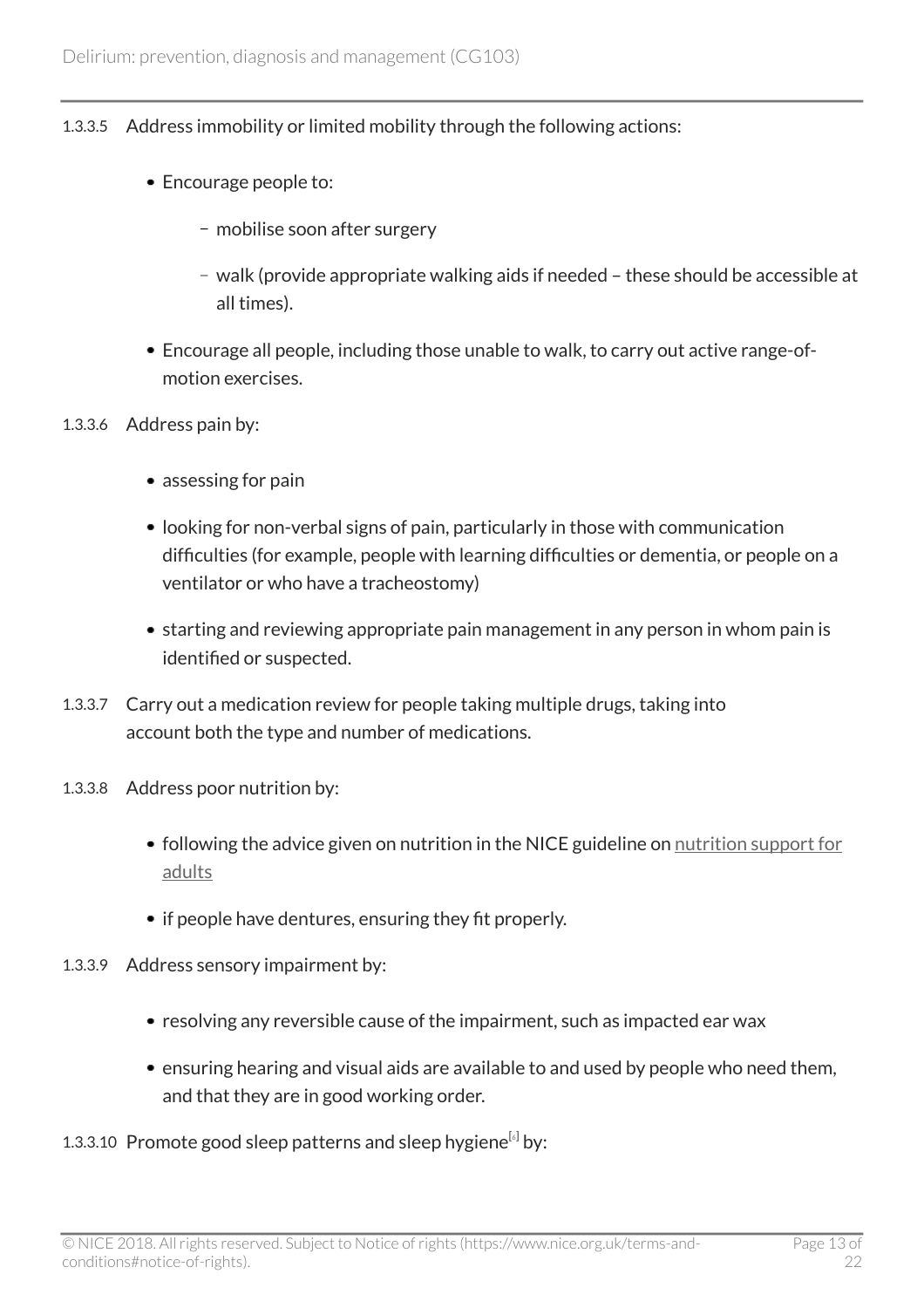1.3.3.5 Address immobility or limited mobility through the following actions:

- Encourage people to:
  - mobilise soon after surgery
  - walk (provide appropriate walking aids if needed – these should be accessible at all times).
- Encourage all people, including those unable to walk, to carry out active range-of-motion exercises.

1.3.3.6 Address pain by:

- assessing for pain
- looking for non-verbal signs of pain, particularly in those with communication difficulties (for example, people with learning difficulties or dementia, or people on a ventilator or who have a tracheostomy)
- starting and reviewing appropriate pain management in any person in whom pain is identified or suspected.

1.3.3.7 Carry out a medication review for people taking multiple drugs, taking into account both the type and number of medications.

1.3.3.8 Address poor nutrition by:

- following the advice given on nutrition in the NICE guideline on nutrition support for adults
- if people have dentures, ensuring they fit properly.

1.3.3.9 Address sensory impairment by:

- resolving any reversible cause of the impairment, such as impacted ear wax
- ensuring hearing and visual aids are available to and used by people who need them, and that they are in good working order.

1.3.3.10 Promote good sleep patterns and sleep hygiene[6] by: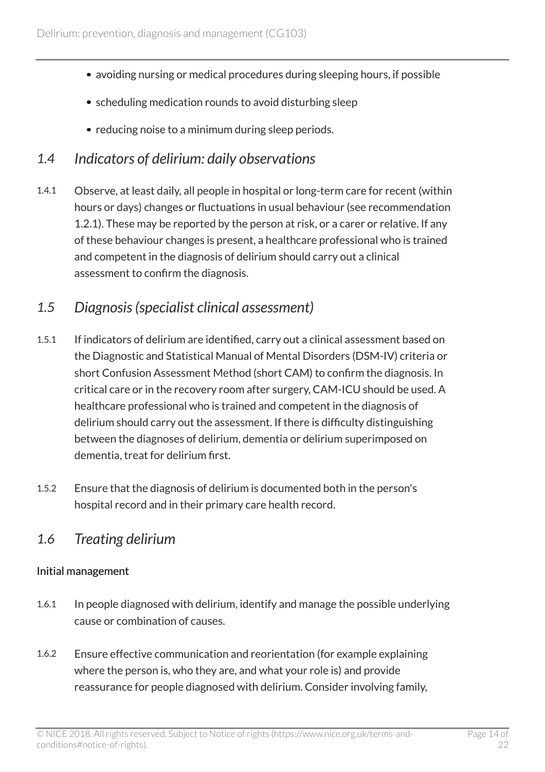- avoiding nursing or medical procedures during sleeping hours, if possible
- scheduling medication rounds to avoid disturbing sleep
- reducing noise to a minimum during sleep periods.

## *1.4 Indicators of delirium: daily observations*

1.4.1 Observe, at least daily, all people in hospital or long-term care for recent (within hours or days) changes or fluctuations in usual behaviour (see recommendation 1.2.1). These may be reported by the person at risk, or a carer or relative. If any of these behaviour changes is present, a healthcare professional who is trained and competent in the diagnosis of delirium should carry out a clinical assessment to confirm the diagnosis.

## *1.5 Diagnosis (specialist clinical assessment)*

1.5.1 If indicators of delirium are identified, carry out a clinical assessment based on the Diagnostic and Statistical Manual of Mental Disorders (DSM-IV) criteria or short Confusion Assessment Method (short CAM) to confirm the diagnosis. In critical care or in the recovery room after surgery, CAM-ICU should be used. A healthcare professional who is trained and competent in the diagnosis of delirium should carry out the assessment. If there is difficulty distinguishing between the diagnoses of delirium, dementia or delirium superimposed on dementia, treat for delirium first.

1.5.2 Ensure that the diagnosis of delirium is documented both in the person's hospital record and in their primary care health record.

## *1.6 Treating delirium*

### Initial management

1.6.1 In people diagnosed with delirium, identify and manage the possible underlying cause or combination of causes.

1.6.2 Ensure effective communication and reorientation (for example explaining where the person is, who they are, and what your role is) and provide reassurance for people diagnosed with delirium. Consider involving family,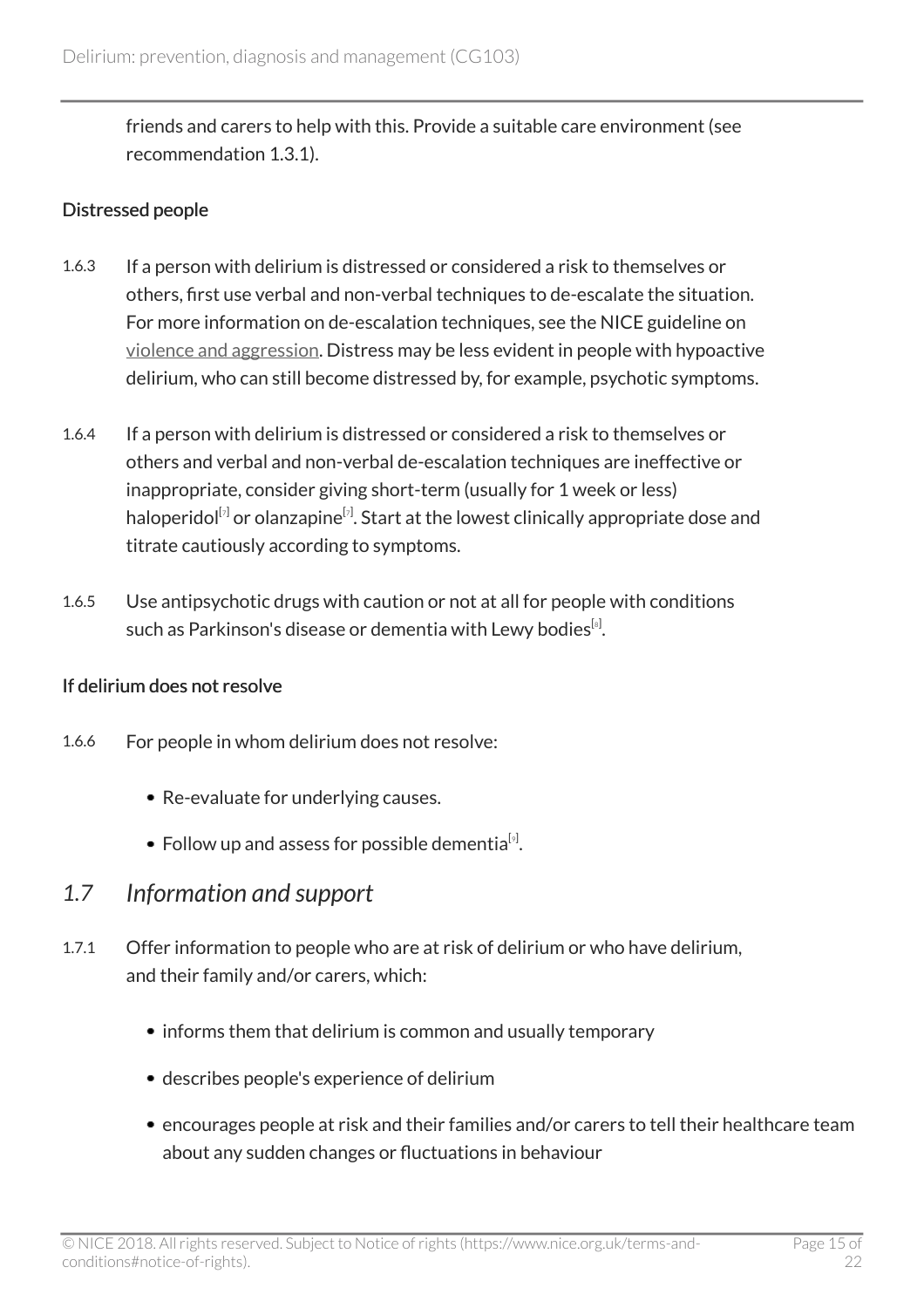friends and carers to help with this. Provide a suitable care environment (see recommendation 1.3.1).

### Distressed people

1.6.3 If a person with delirium is distressed or considered a risk to themselves or others, first use verbal and non-verbal techniques to de-escalate the situation. For more information on de-escalation techniques, see the NICE guideline on violence and aggression. Distress may be less evident in people with hypoactive delirium, who can still become distressed by, for example, psychotic symptoms.

1.6.4 If a person with delirium is distressed or considered a risk to themselves or others and verbal and non-verbal de-escalation techniques are ineffective or inappropriate, consider giving short-term (usually for 1 week or less) haloperidol[7] or olanzapine[7]. Start at the lowest clinically appropriate dose and titrate cautiously according to symptoms.

1.6.5 Use antipsychotic drugs with caution or not at all for people with conditions such as Parkinson's disease or dementia with Lewy bodies[8].

### If delirium does not resolve

1.6.6 For people in whom delirium does not resolve:

- Re-evaluate for underlying causes.
- Follow up and assess for possible dementia[9].

## *1.7 Information and support*

1.7.1 Offer information to people who are at risk of delirium or who have delirium, and their family and/or carers, which:

- informs them that delirium is common and usually temporary
- describes people's experience of delirium
- encourages people at risk and their families and/or carers to tell their healthcare team about any sudden changes or fluctuations in behaviour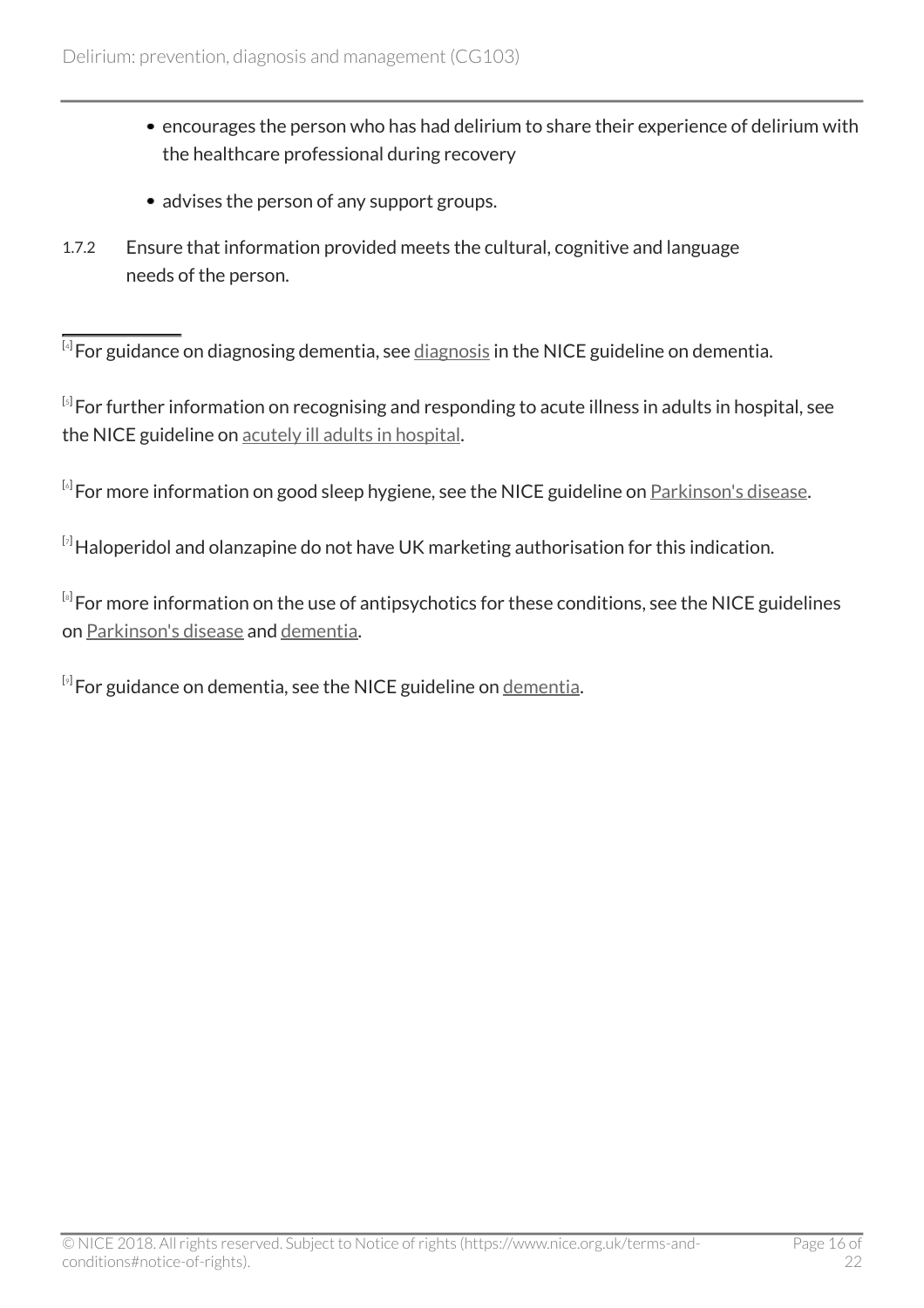- encourages the person who has had delirium to share their experience of delirium with the healthcare professional during recovery
- advises the person of any support groups.

1.7.2 Ensure that information provided meets the cultural, cognitive and language needs of the person.

---

[4] For guidance on diagnosing dementia, see diagnosis in the NICE guideline on dementia.

[5] For further information on recognising and responding to acute illness in adults in hospital, see the NICE guideline on acutely ill adults in hospital.

[6] For more information on good sleep hygiene, see the NICE guideline on Parkinson's disease.

[7] Haloperidol and olanzapine do not have UK marketing authorisation for this indication.

[8] For more information on the use of antipsychotics for these conditions, see the NICE guidelines on Parkinson's disease and dementia.

[9] For guidance on dementia, see the NICE guideline on dementia.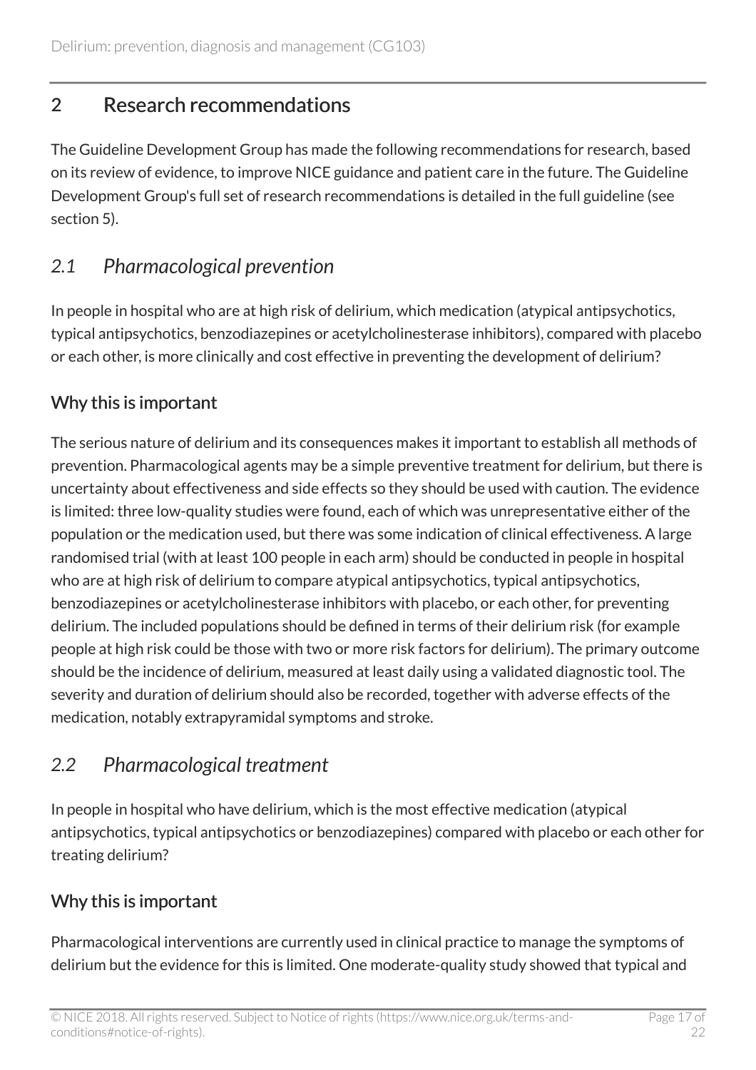## 2 Research recommendations

The Guideline Development Group has made the following recommendations for research, based on its review of evidence, to improve NICE guidance and patient care in the future. The Guideline Development Group's full set of research recommendations is detailed in the full guideline (see section 5).

### *2.1 Pharmacological prevention*

In people in hospital who are at high risk of delirium, which medication (atypical antipsychotics, typical antipsychotics, benzodiazepines or acetylcholinesterase inhibitors), compared with placebo or each other, is more clinically and cost effective in preventing the development of delirium?

#### Why this is important

The serious nature of delirium and its consequences makes it important to establish all methods of prevention. Pharmacological agents may be a simple preventive treatment for delirium, but there is uncertainty about effectiveness and side effects so they should be used with caution. The evidence is limited: three low-quality studies were found, each of which was unrepresentative either of the population or the medication used, but there was some indication of clinical effectiveness. A large randomised trial (with at least 100 people in each arm) should be conducted in people in hospital who are at high risk of delirium to compare atypical antipsychotics, typical antipsychotics, benzodiazepines or acetylcholinesterase inhibitors with placebo, or each other, for preventing delirium. The included populations should be defined in terms of their delirium risk (for example people at high risk could be those with two or more risk factors for delirium). The primary outcome should be the incidence of delirium, measured at least daily using a validated diagnostic tool. The severity and duration of delirium should also be recorded, together with adverse effects of the medication, notably extrapyramidal symptoms and stroke.

### *2.2 Pharmacological treatment*

In people in hospital who have delirium, which is the most effective medication (atypical antipsychotics, typical antipsychotics or benzodiazepines) compared with placebo or each other for treating delirium?

#### Why this is important

Pharmacological interventions are currently used in clinical practice to manage the symptoms of delirium but the evidence for this is limited. One moderate-quality study showed that typical and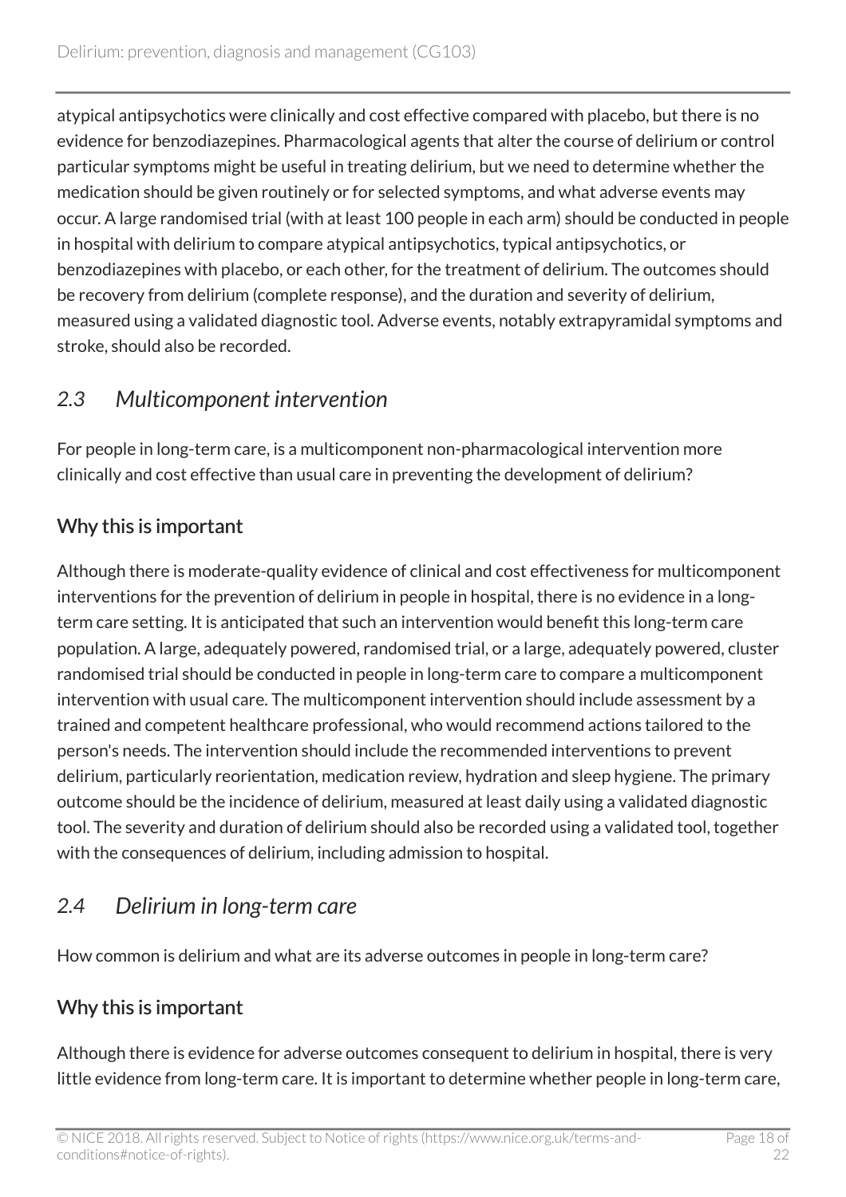atypical antipsychotics were clinically and cost effective compared with placebo, but there is no evidence for benzodiazepines. Pharmacological agents that alter the course of delirium or control particular symptoms might be useful in treating delirium, but we need to determine whether the medication should be given routinely or for selected symptoms, and what adverse events may occur. A large randomised trial (with at least 100 people in each arm) should be conducted in people in hospital with delirium to compare atypical antipsychotics, typical antipsychotics, or benzodiazepines with placebo, or each other, for the treatment of delirium. The outcomes should be recovery from delirium (complete response), and the duration and severity of delirium, measured using a validated diagnostic tool. Adverse events, notably extrapyramidal symptoms and stroke, should also be recorded.

## *2.3 Multicomponent intervention*

For people in long-term care, is a multicomponent non-pharmacological intervention more clinically and cost effective than usual care in preventing the development of delirium?

### Why this is important

Although there is moderate-quality evidence of clinical and cost effectiveness for multicomponent interventions for the prevention of delirium in people in hospital, there is no evidence in a long-term care setting. It is anticipated that such an intervention would benefit this long-term care population. A large, adequately powered, randomised trial, or a large, adequately powered, cluster randomised trial should be conducted in people in long-term care to compare a multicomponent intervention with usual care. The multicomponent intervention should include assessment by a trained and competent healthcare professional, who would recommend actions tailored to the person's needs. The intervention should include the recommended interventions to prevent delirium, particularly reorientation, medication review, hydration and sleep hygiene. The primary outcome should be the incidence of delirium, measured at least daily using a validated diagnostic tool. The severity and duration of delirium should also be recorded using a validated tool, together with the consequences of delirium, including admission to hospital.

## *2.4 Delirium in long-term care*

How common is delirium and what are its adverse outcomes in people in long-term care?

### Why this is important

Although there is evidence for adverse outcomes consequent to delirium in hospital, there is very little evidence from long-term care. It is important to determine whether people in long-term care,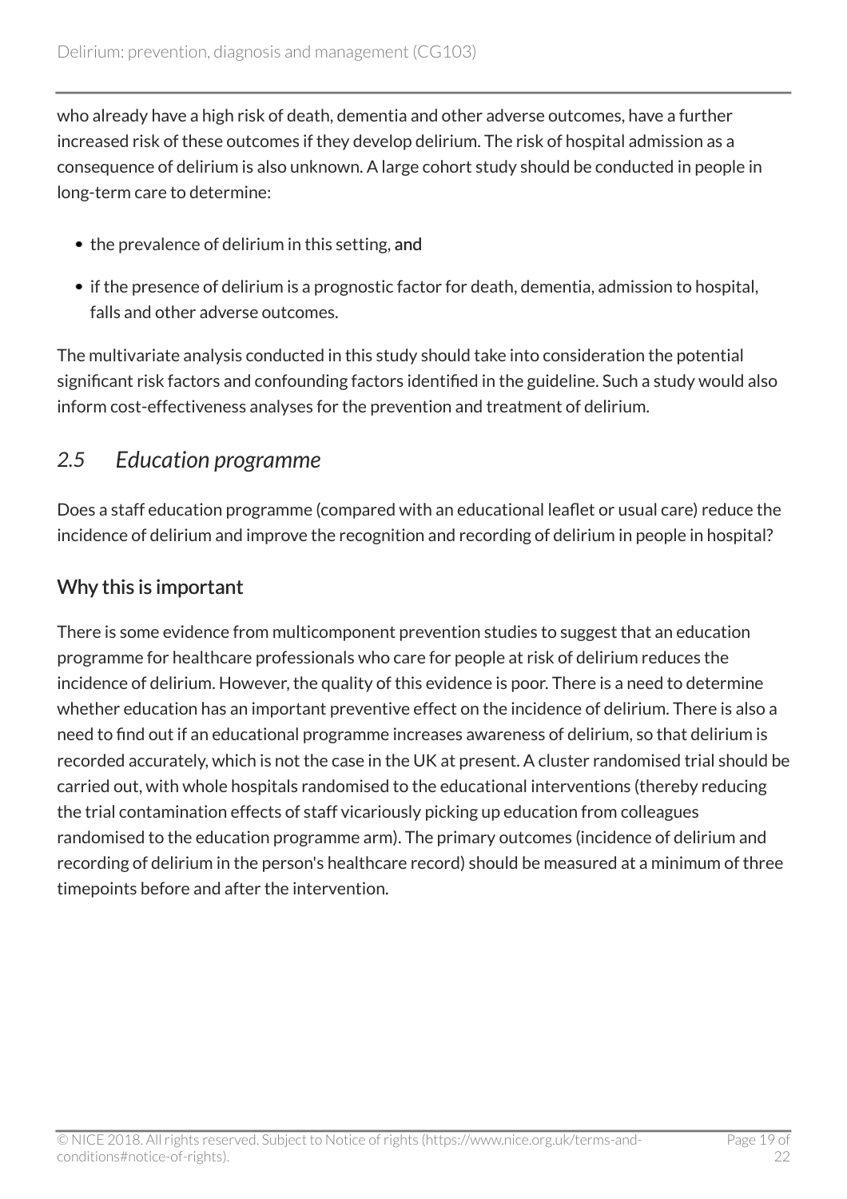who already have a high risk of death, dementia and other adverse outcomes, have a further increased risk of these outcomes if they develop delirium. The risk of hospital admission as a consequence of delirium is also unknown. A large cohort study should be conducted in people in long-term care to determine:

- the prevalence of delirium in this setting, and
- if the presence of delirium is a prognostic factor for death, dementia, admission to hospital, falls and other adverse outcomes.

The multivariate analysis conducted in this study should take into consideration the potential significant risk factors and confounding factors identified in the guideline. Such a study would also inform cost-effectiveness analyses for the prevention and treatment of delirium.

## *2.5 Education programme*

Does a staff education programme (compared with an educational leaflet or usual care) reduce the incidence of delirium and improve the recognition and recording of delirium in people in hospital?

### Why this is important

There is some evidence from multicomponent prevention studies to suggest that an education programme for healthcare professionals who care for people at risk of delirium reduces the incidence of delirium. However, the quality of this evidence is poor. There is a need to determine whether education has an important preventive effect on the incidence of delirium. There is also a need to find out if an educational programme increases awareness of delirium, so that delirium is recorded accurately, which is not the case in the UK at present. A cluster randomised trial should be carried out, with whole hospitals randomised to the educational interventions (thereby reducing the trial contamination effects of staff vicariously picking up education from colleagues randomised to the education programme arm). The primary outcomes (incidence of delirium and recording of delirium in the person's healthcare record) should be measured at a minimum of three timepoints before and after the intervention.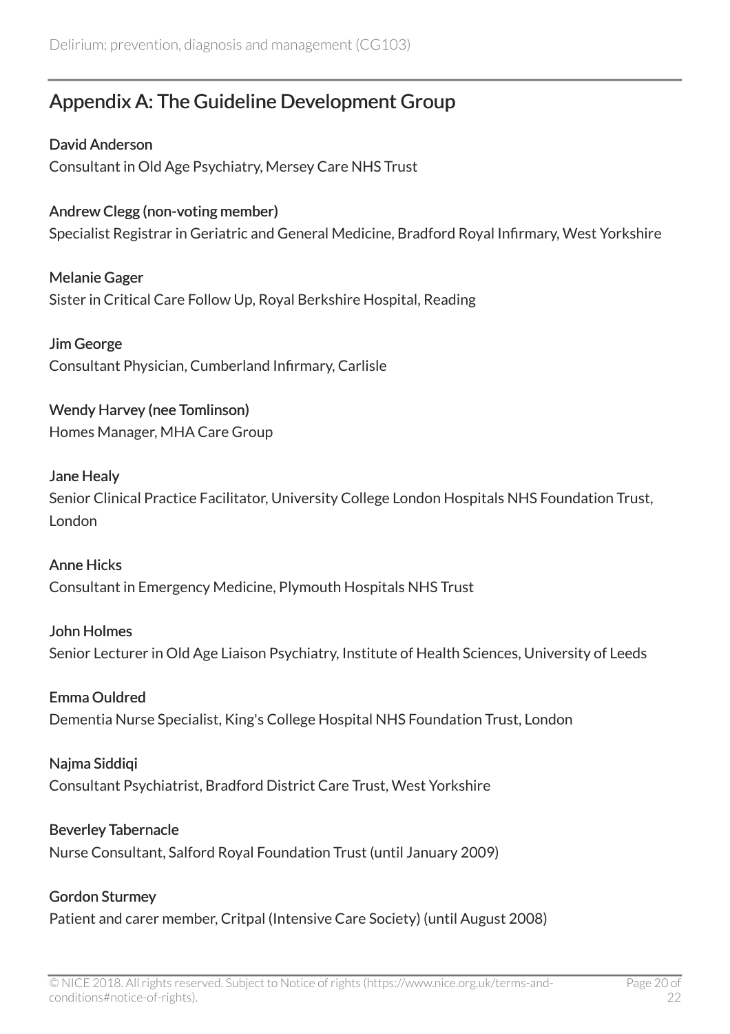## Appendix A: The Guideline Development Group

**David Anderson**
Consultant in Old Age Psychiatry, Mersey Care NHS Trust

**Andrew Clegg (non-voting member)**
Specialist Registrar in Geriatric and General Medicine, Bradford Royal Infirmary, West Yorkshire

**Melanie Gager**
Sister in Critical Care Follow Up, Royal Berkshire Hospital, Reading

**Jim George**
Consultant Physician, Cumberland Infirmary, Carlisle

**Wendy Harvey (nee Tomlinson)**
Homes Manager, MHA Care Group

**Jane Healy**
Senior Clinical Practice Facilitator, University College London Hospitals NHS Foundation Trust, London

**Anne Hicks**
Consultant in Emergency Medicine, Plymouth Hospitals NHS Trust

**John Holmes**
Senior Lecturer in Old Age Liaison Psychiatry, Institute of Health Sciences, University of Leeds

**Emma Ouldred**
Dementia Nurse Specialist, King's College Hospital NHS Foundation Trust, London

**Najma Siddiqi**
Consultant Psychiatrist, Bradford District Care Trust, West Yorkshire

**Beverley Tabernacle**
Nurse Consultant, Salford Royal Foundation Trust (until January 2009)

**Gordon Sturmey**
Patient and carer member, Critpal (Intensive Care Society) (until August 2008)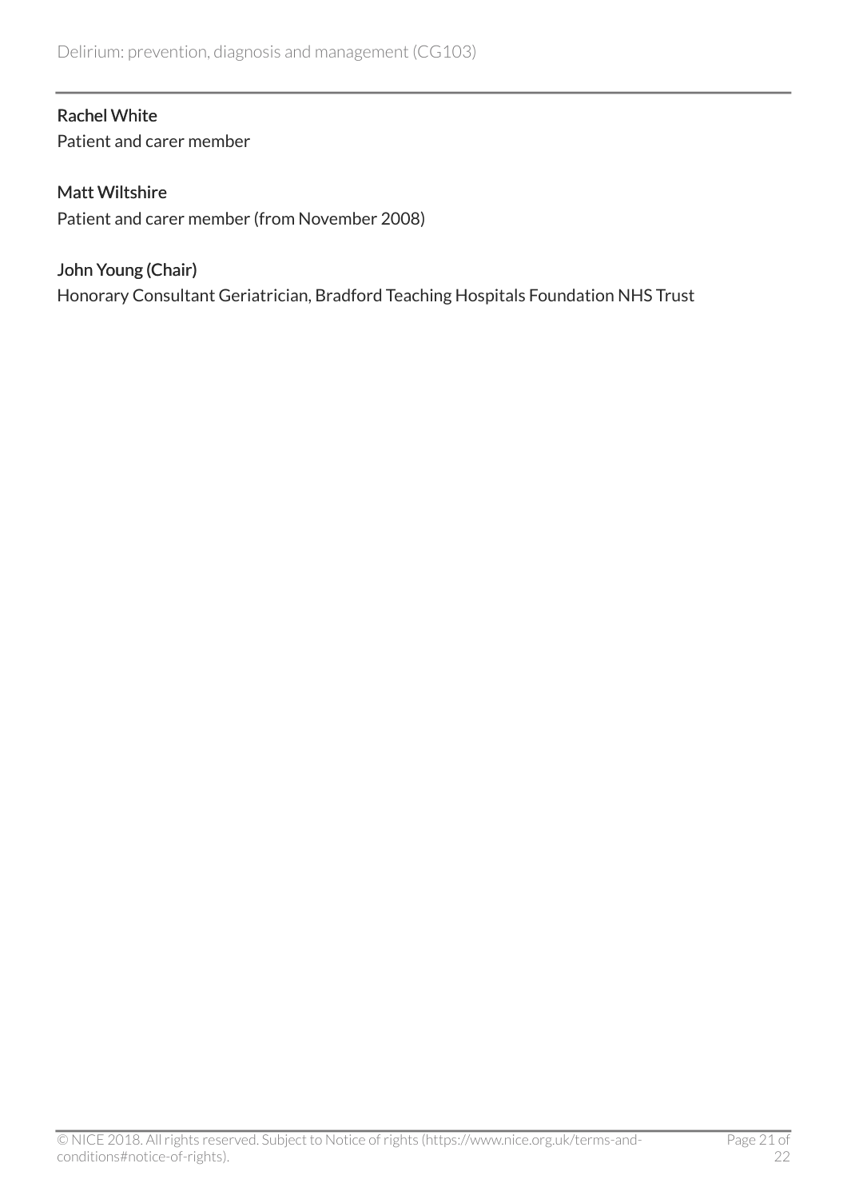**Rachel White**
Patient and carer member

**Matt Wiltshire**
Patient and carer member (from November 2008)

**John Young (Chair)**
Honorary Consultant Geriatrician, Bradford Teaching Hospitals Foundation NHS Trust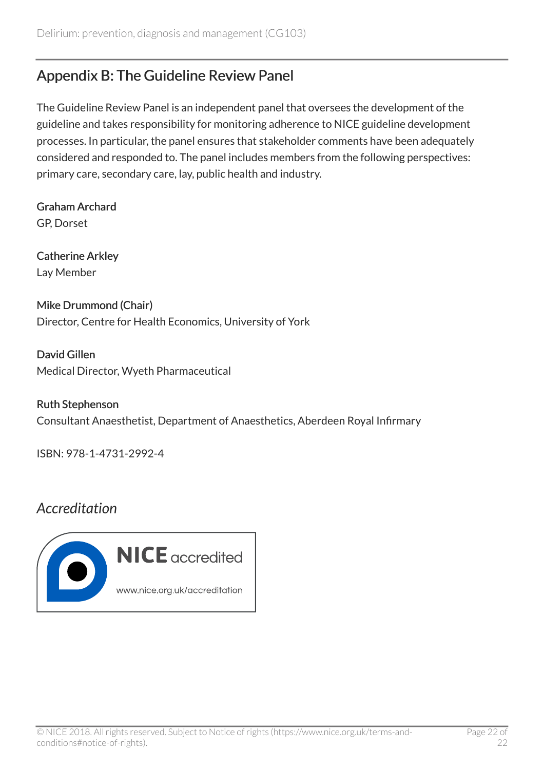## Appendix B: The Guideline Review Panel

The Guideline Review Panel is an independent panel that oversees the development of the guideline and takes responsibility for monitoring adherence to NICE guideline development processes. In particular, the panel ensures that stakeholder comments have been adequately considered and responded to. The panel includes members from the following perspectives: primary care, secondary care, lay, public health and industry.

**Graham Archard**
GP, Dorset

**Catherine Arkley**
Lay Member

**Mike Drummond (Chair)**
Director, Centre for Health Economics, University of York

**David Gillen**
Medical Director, Wyeth Pharmaceutical

**Ruth Stephenson**
Consultant Anaesthetist, Department of Anaesthetics, Aberdeen Royal Infirmary

ISBN: 978-1-4731-2992-4

### *Accreditation*

NICE accredited

www.nice.org.uk/accreditation